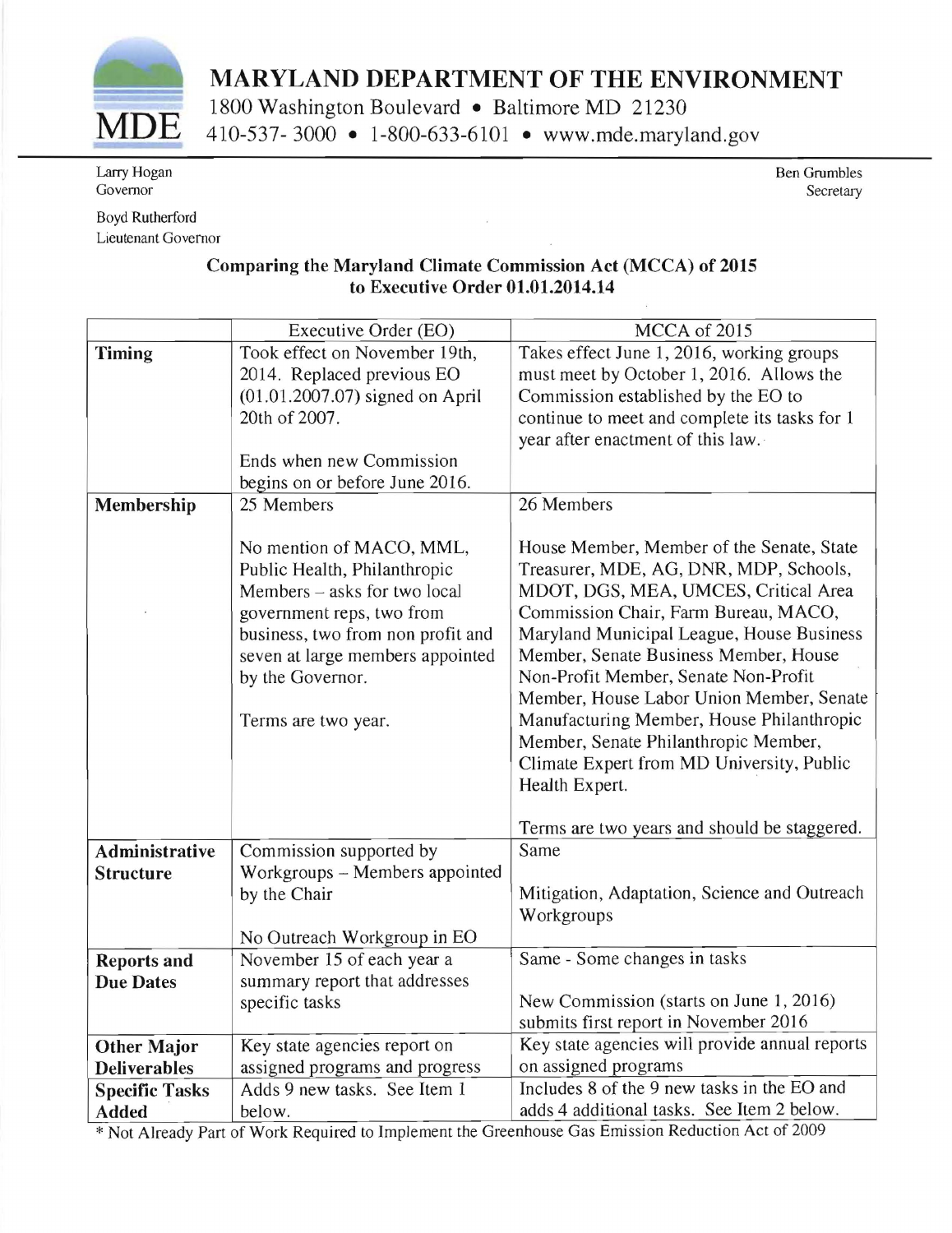# MARYLAND DEPARTMENT OF THE ENVIRONMENT

1800 Washington Boulevard • Baltimore MD 21230
410-537- 3000 • 1-800-633-6101 • www.mde.maryland.gov

Larry Hogan
Governor

Boyd Rutherford
Lieutenant Governor

Ben Grumbles
Secretary

## Comparing the Maryland Climate Commission Act (MCCA) of 2015 to Executive Order 01.01.2014.14

| | Executive Order (EO) | MCCA of 2015 |
|---|---|---|
| **Timing** | Took effect on November 19th, 2014. Replaced previous EO (01.01.2007.07) signed on April 20th of 2007.<br><br>Ends when new Commission begins on or before June 2016. | Takes effect June 1, 2016, working groups must meet by October 1, 2016. Allows the Commission established by the EO to continue to meet and complete its tasks for 1 year after enactment of this law. |
| **Membership** | 25 Members<br><br>No mention of MACO, MML, Public Health, Philanthropic Members – asks for two local government reps, two from business, two from non profit and seven at large members appointed by the Governor.<br><br>Terms are two year. | 26 Members<br><br>House Member, Member of the Senate, State Treasurer, MDE, AG, DNR, MDP, Schools, MDOT, DGS, MEA, UMCES, Critical Area Commission Chair, Farm Bureau, MACO, Maryland Municipal League, House Business Member, Senate Business Member, House Non-Profit Member, Senate Non-Profit Member, House Labor Union Member, Senate Manufacturing Member, House Philanthropic Member, Senate Philanthropic Member, Climate Expert from MD University, Public Health Expert.<br><br>Terms are two years and should be staggered. |
| **Administrative Structure** | Commission supported by Workgroups – Members appointed by the Chair<br><br>No Outreach Workgroup in EO | Same<br><br>Mitigation, Adaptation, Science and Outreach Workgroups |
| **Reports and Due Dates** | November 15 of each year a summary report that addresses specific tasks | Same - Some changes in tasks<br><br>New Commission (starts on June 1, 2016) submits first report in November 2016 |
| **Other Major Deliverables** | Key state agencies report on assigned programs and progress | Key state agencies will provide annual reports on assigned programs |
| **Specific Tasks Added** | Adds 9 new tasks. See Item 1 below. | Includes 8 of the 9 new tasks in the EO and adds 4 additional tasks. See Item 2 below. |

* Not Already Part of Work Required to Implement the Greenhouse Gas Emission Reduction Act of 2009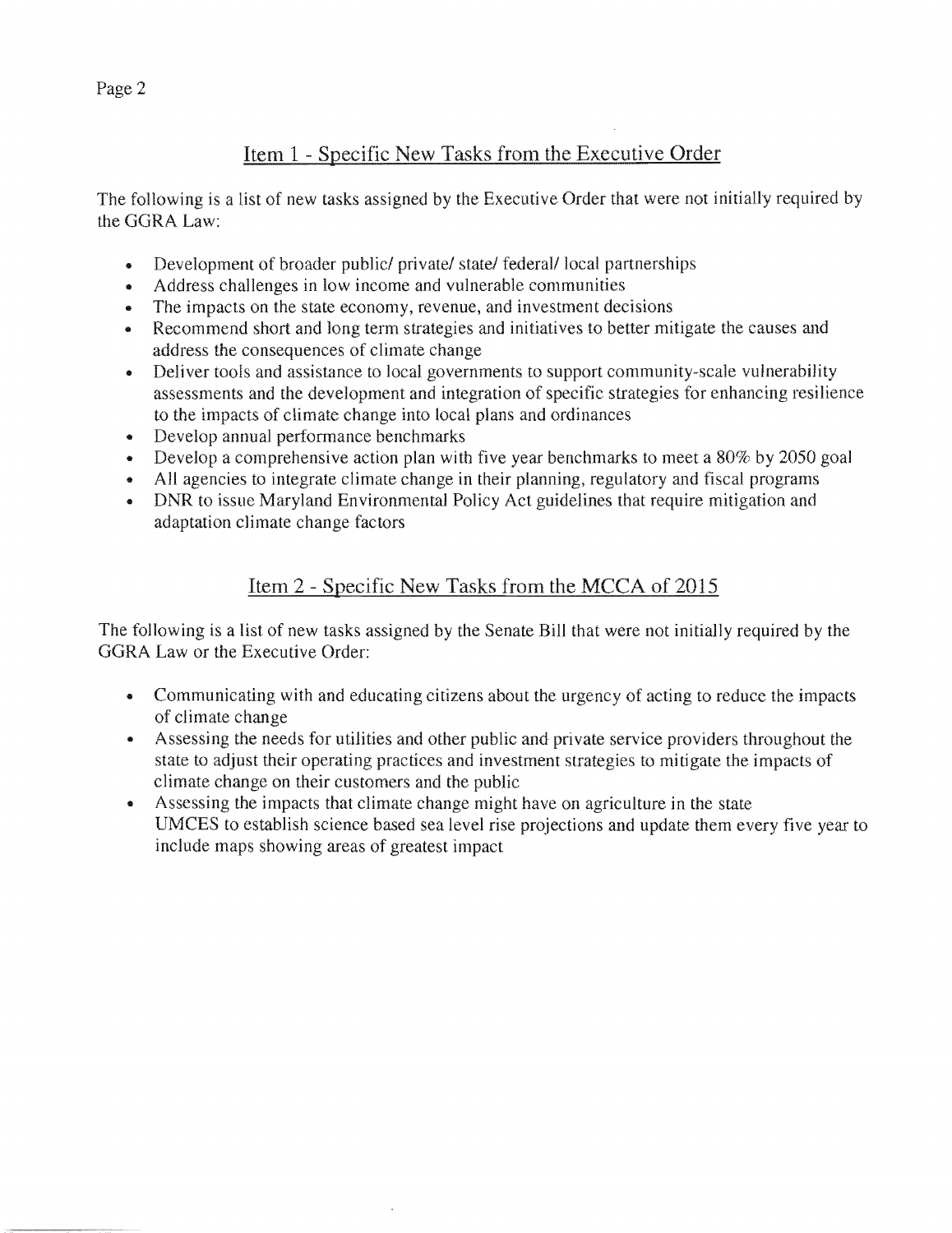## Item 1 - Specific New Tasks from the Executive Order

The following is a list of new tasks assigned by the Executive Order that were not initially required by the GGRA Law:

- Development of broader public/ private/ state/ federal/ local partnerships
- Address challenges in low income and vulnerable communities
- The impacts on the state economy, revenue, and investment decisions
- Recommend short and long term strategies and initiatives to better mitigate the causes and address the consequences of climate change
- Deliver tools and assistance to local governments to support community-scale vulnerability assessments and the development and integration of specific strategies for enhancing resilience to the impacts of climate change into local plans and ordinances
- Develop annual performance benchmarks
- Develop a comprehensive action plan with five year benchmarks to meet a 80% by 2050 goal
- All agencies to integrate climate change in their planning, regulatory and fiscal programs
- DNR to issue Maryland Environmental Policy Act guidelines that require mitigation and adaptation climate change factors

## Item 2 - Specific New Tasks from the MCCA of 2015

The following is a list of new tasks assigned by the Senate Bill that were not initially required by the GGRA Law or the Executive Order:

- Communicating with and educating citizens about the urgency of acting to reduce the impacts of climate change
- Assessing the needs for utilities and other public and private service providers throughout the state to adjust their operating practices and investment strategies to mitigate the impacts of climate change on their customers and the public
- Assessing the impacts that climate change might have on agriculture in the state
  UMCES to establish science based sea level rise projections and update them every five year to include maps showing areas of greatest impact